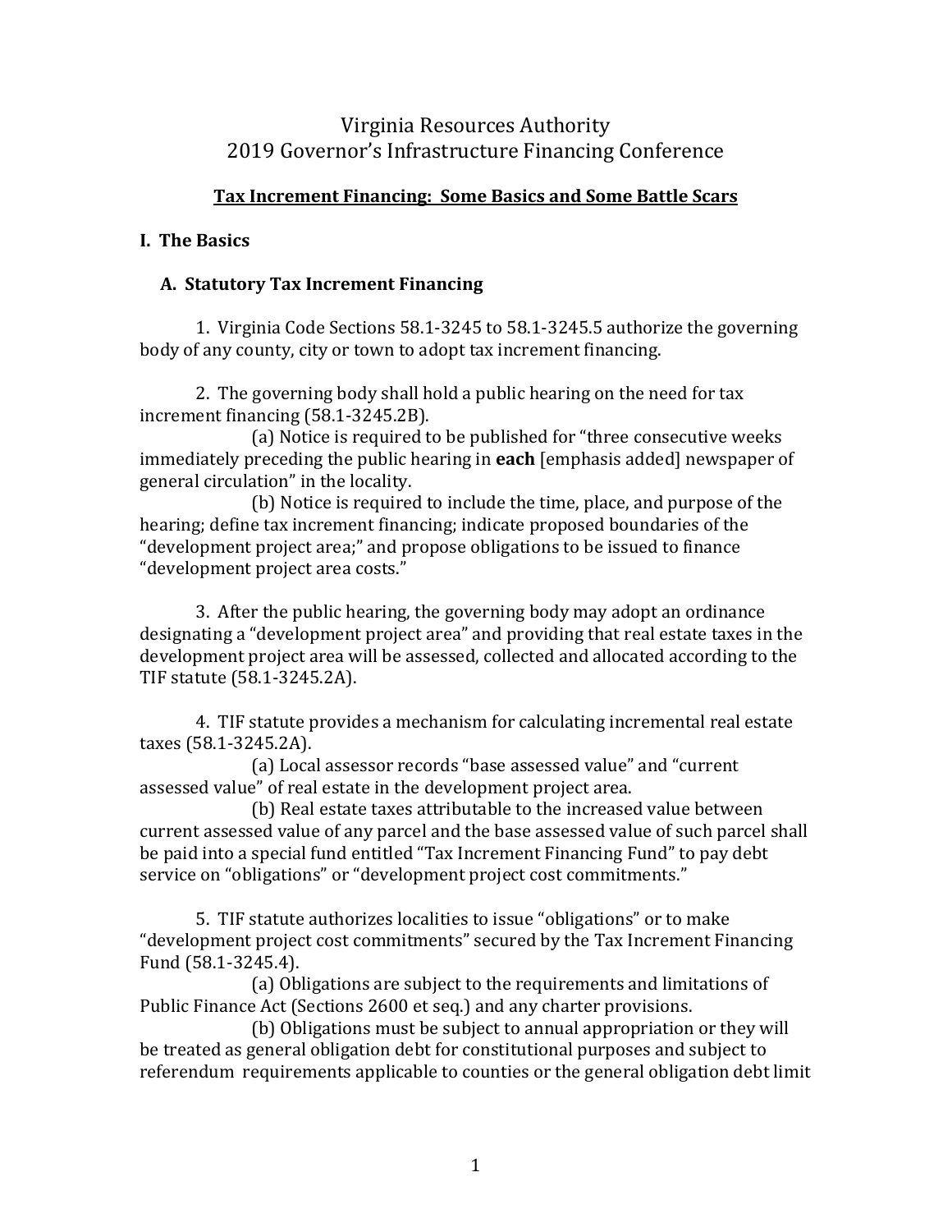# Virginia Resources Authority
# 2019 Governor's Infrastructure Financing Conference

## Tax Increment Financing: Some Basics and Some Battle Scars

### I. The Basics

#### A. Statutory Tax Increment Financing

1. Virginia Code Sections 58.1-3245 to 58.1-3245.5 authorize the governing body of any county, city or town to adopt tax increment financing.

2. The governing body shall hold a public hearing on the need for tax increment financing (58.1-3245.2B).

   (a) Notice is required to be published for "three consecutive weeks immediately preceding the public hearing in **each** [emphasis added] newspaper of general circulation" in the locality.

   (b) Notice is required to include the time, place, and purpose of the hearing; define tax increment financing; indicate proposed boundaries of the "development project area;" and propose obligations to be issued to finance "development project area costs."

3. After the public hearing, the governing body may adopt an ordinance designating a "development project area" and providing that real estate taxes in the development project area will be assessed, collected and allocated according to the TIF statute (58.1-3245.2A).

4. TIF statute provides a mechanism for calculating incremental real estate taxes (58.1-3245.2A).

   (a) Local assessor records "base assessed value" and "current assessed value" of real estate in the development project area.

   (b) Real estate taxes attributable to the increased value between current assessed value of any parcel and the base assessed value of such parcel shall be paid into a special fund entitled "Tax Increment Financing Fund" to pay debt service on "obligations" or "development project cost commitments."

5. TIF statute authorizes localities to issue "obligations" or to make "development project cost commitments" secured by the Tax Increment Financing Fund (58.1-3245.4).

   (a) Obligations are subject to the requirements and limitations of Public Finance Act (Sections 2600 et seq.) and any charter provisions.

   (b) Obligations must be subject to annual appropriation or they will be treated as general obligation debt for constitutional purposes and subject to referendum requirements applicable to counties or the general obligation debt limit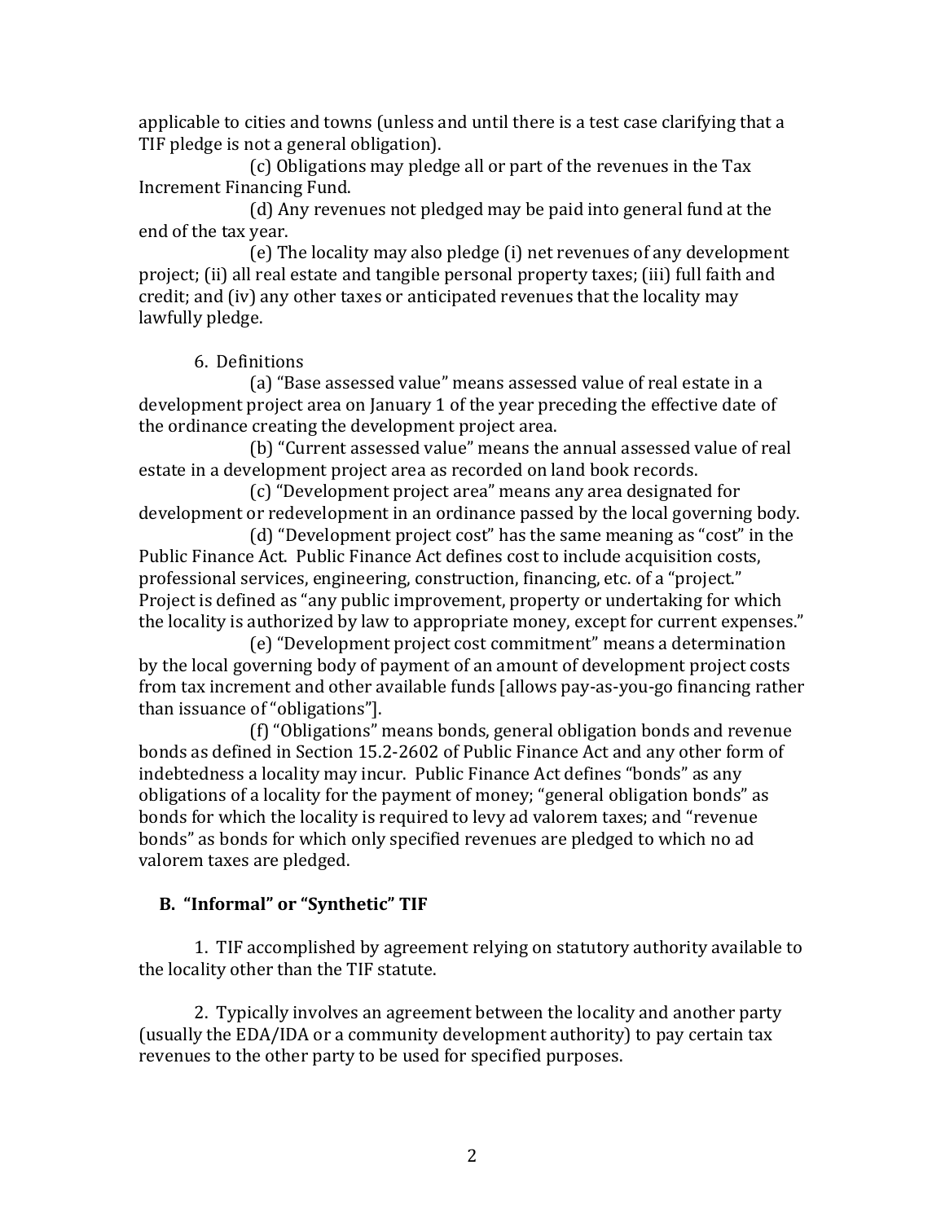applicable to cities and towns (unless and until there is a test case clarifying that a TIF pledge is not a general obligation).

(c) Obligations may pledge all or part of the revenues in the Tax Increment Financing Fund.

(d) Any revenues not pledged may be paid into general fund at the end of the tax year.

(e) The locality may also pledge (i) net revenues of any development project; (ii) all real estate and tangible personal property taxes; (iii) full faith and credit; and (iv) any other taxes or anticipated revenues that the locality may lawfully pledge.

6. Definitions

(a) "Base assessed value" means assessed value of real estate in a development project area on January 1 of the year preceding the effective date of the ordinance creating the development project area.

(b) "Current assessed value" means the annual assessed value of real estate in a development project area as recorded on land book records.

(c) "Development project area" means any area designated for development or redevelopment in an ordinance passed by the local governing body.

(d) "Development project cost" has the same meaning as "cost" in the Public Finance Act. Public Finance Act defines cost to include acquisition costs, professional services, engineering, construction, financing, etc. of a "project." Project is defined as "any public improvement, property or undertaking for which the locality is authorized by law to appropriate money, except for current expenses."

(e) "Development project cost commitment" means a determination by the local governing body of payment of an amount of development project costs from tax increment and other available funds [allows pay-as-you-go financing rather than issuance of "obligations"].

(f) "Obligations" means bonds, general obligation bonds and revenue bonds as defined in Section 15.2-2602 of Public Finance Act and any other form of indebtedness a locality may incur. Public Finance Act defines "bonds" as any obligations of a locality for the payment of money; "general obligation bonds" as bonds for which the locality is required to levy ad valorem taxes; and "revenue bonds" as bonds for which only specified revenues are pledged to which no ad valorem taxes are pledged.

## B. "Informal" or "Synthetic" TIF

1. TIF accomplished by agreement relying on statutory authority available to the locality other than the TIF statute.

2. Typically involves an agreement between the locality and another party (usually the EDA/IDA or a community development authority) to pay certain tax revenues to the other party to be used for specified purposes.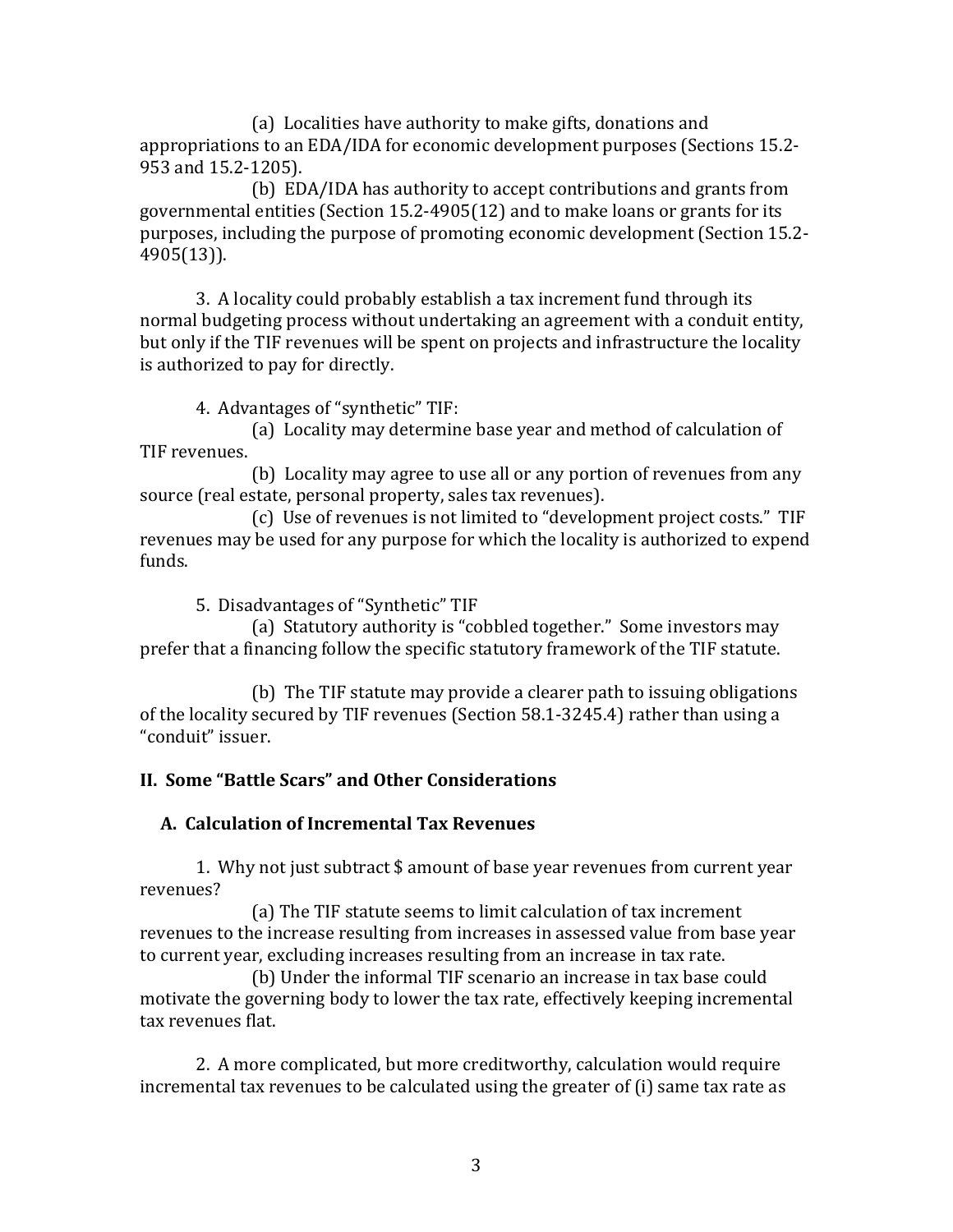(a) Localities have authority to make gifts, donations and appropriations to an EDA/IDA for economic development purposes (Sections 15.2-953 and 15.2-1205).

(b) EDA/IDA has authority to accept contributions and grants from governmental entities (Section 15.2-4905(12) and to make loans or grants for its purposes, including the purpose of promoting economic development (Section 15.2-4905(13)).

3. A locality could probably establish a tax increment fund through its normal budgeting process without undertaking an agreement with a conduit entity, but only if the TIF revenues will be spent on projects and infrastructure the locality is authorized to pay for directly.

4. Advantages of "synthetic" TIF:

(a) Locality may determine base year and method of calculation of TIF revenues.

(b) Locality may agree to use all or any portion of revenues from any source (real estate, personal property, sales tax revenues).

(c) Use of revenues is not limited to "development project costs." TIF revenues may be used for any purpose for which the locality is authorized to expend funds.

5. Disadvantages of "Synthetic" TIF

(a) Statutory authority is "cobbled together." Some investors may prefer that a financing follow the specific statutory framework of the TIF statute.

(b) The TIF statute may provide a clearer path to issuing obligations of the locality secured by TIF revenues (Section 58.1-3245.4) rather than using a "conduit" issuer.

## II. Some "Battle Scars" and Other Considerations

### A. Calculation of Incremental Tax Revenues

1. Why not just subtract $ amount of base year revenues from current year revenues?

(a) The TIF statute seems to limit calculation of tax increment revenues to the increase resulting from increases in assessed value from base year to current year, excluding increases resulting from an increase in tax rate.

(b) Under the informal TIF scenario an increase in tax base could motivate the governing body to lower the tax rate, effectively keeping incremental tax revenues flat.

2. A more complicated, but more creditworthy, calculation would require incremental tax revenues to be calculated using the greater of (i) same tax rate as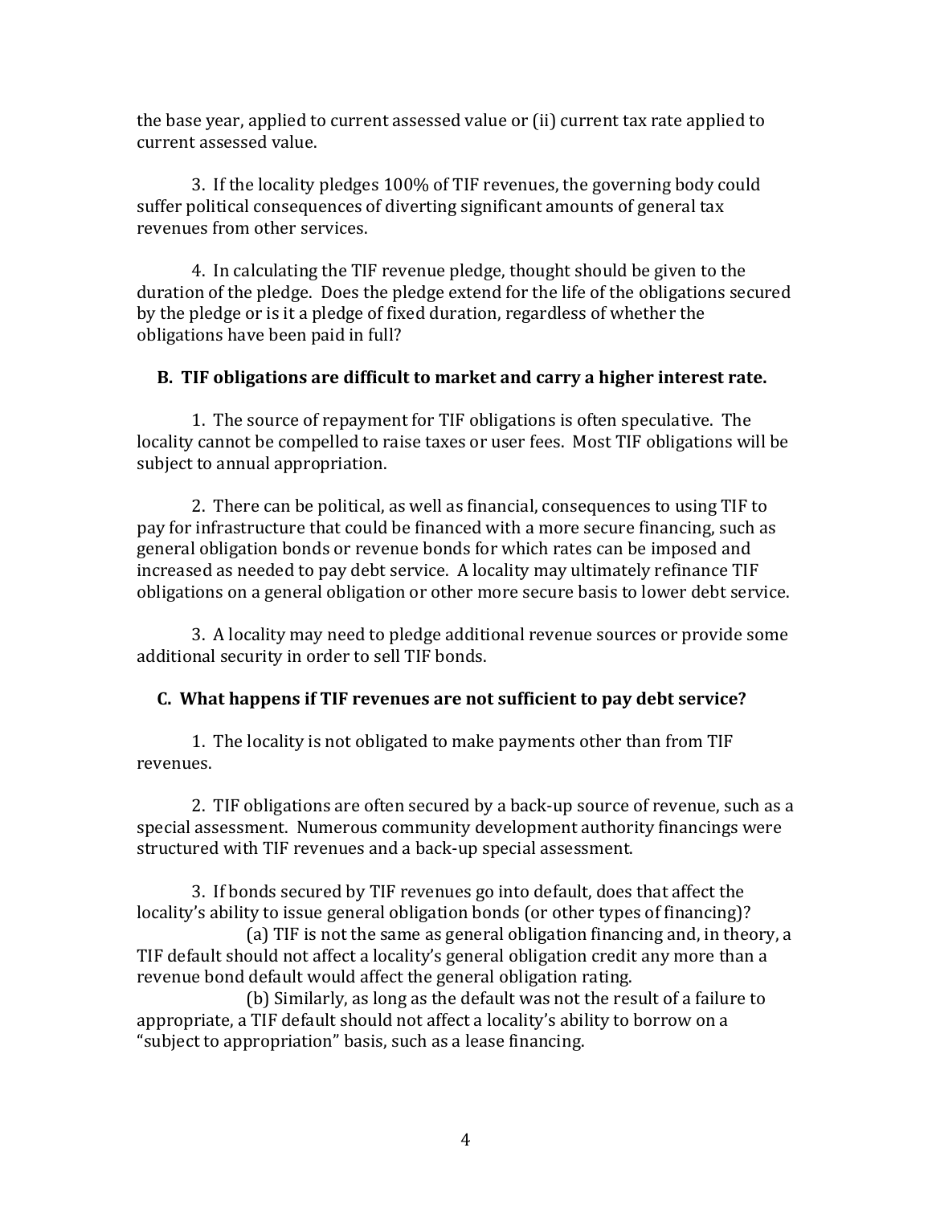the base year, applied to current assessed value or (ii) current tax rate applied to current assessed value.

3. If the locality pledges 100% of TIF revenues, the governing body could suffer political consequences of diverting significant amounts of general tax revenues from other services.

4. In calculating the TIF revenue pledge, thought should be given to the duration of the pledge. Does the pledge extend for the life of the obligations secured by the pledge or is it a pledge of fixed duration, regardless of whether the obligations have been paid in full?

**B. TIF obligations are difficult to market and carry a higher interest rate.**

1. The source of repayment for TIF obligations is often speculative. The locality cannot be compelled to raise taxes or user fees. Most TIF obligations will be subject to annual appropriation.

2. There can be political, as well as financial, consequences to using TIF to pay for infrastructure that could be financed with a more secure financing, such as general obligation bonds or revenue bonds for which rates can be imposed and increased as needed to pay debt service. A locality may ultimately refinance TIF obligations on a general obligation or other more secure basis to lower debt service.

3. A locality may need to pledge additional revenue sources or provide some additional security in order to sell TIF bonds.

**C. What happens if TIF revenues are not sufficient to pay debt service?**

1. The locality is not obligated to make payments other than from TIF revenues.

2. TIF obligations are often secured by a back-up source of revenue, such as a special assessment. Numerous community development authority financings were structured with TIF revenues and a back-up special assessment.

3. If bonds secured by TIF revenues go into default, does that affect the locality's ability to issue general obligation bonds (or other types of financing)?

(a) TIF is not the same as general obligation financing and, in theory, a TIF default should not affect a locality's general obligation credit any more than a revenue bond default would affect the general obligation rating.

(b) Similarly, as long as the default was not the result of a failure to appropriate, a TIF default should not affect a locality's ability to borrow on a "subject to appropriation" basis, such as a lease financing.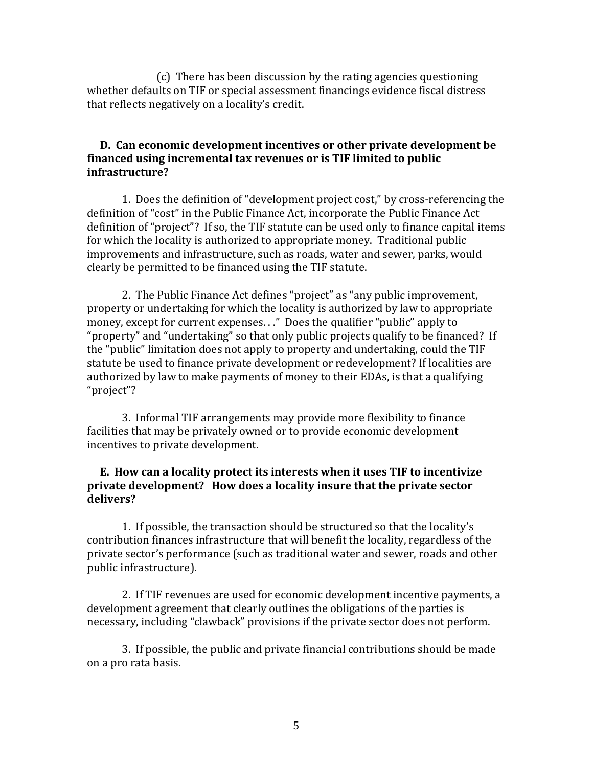(c) There has been discussion by the rating agencies questioning whether defaults on TIF or special assessment financings evidence fiscal distress that reflects negatively on a locality's credit.

**D. Can economic development incentives or other private development be financed using incremental tax revenues or is TIF limited to public infrastructure?**

1. Does the definition of "development project cost," by cross-referencing the definition of "cost" in the Public Finance Act, incorporate the Public Finance Act definition of "project"? If so, the TIF statute can be used only to finance capital items for which the locality is authorized to appropriate money. Traditional public improvements and infrastructure, such as roads, water and sewer, parks, would clearly be permitted to be financed using the TIF statute.

2. The Public Finance Act defines "project" as "any public improvement, property or undertaking for which the locality is authorized by law to appropriate money, except for current expenses. . ." Does the qualifier "public" apply to "property" and "undertaking" so that only public projects qualify to be financed? If the "public" limitation does not apply to property and undertaking, could the TIF statute be used to finance private development or redevelopment? If localities are authorized by law to make payments of money to their EDAs, is that a qualifying "project"?

3. Informal TIF arrangements may provide more flexibility to finance facilities that may be privately owned or to provide economic development incentives to private development.

**E. How can a locality protect its interests when it uses TIF to incentivize private development? How does a locality insure that the private sector delivers?**

1. If possible, the transaction should be structured so that the locality's contribution finances infrastructure that will benefit the locality, regardless of the private sector's performance (such as traditional water and sewer, roads and other public infrastructure).

2. If TIF revenues are used for economic development incentive payments, a development agreement that clearly outlines the obligations of the parties is necessary, including "clawback" provisions if the private sector does not perform.

3. If possible, the public and private financial contributions should be made on a pro rata basis.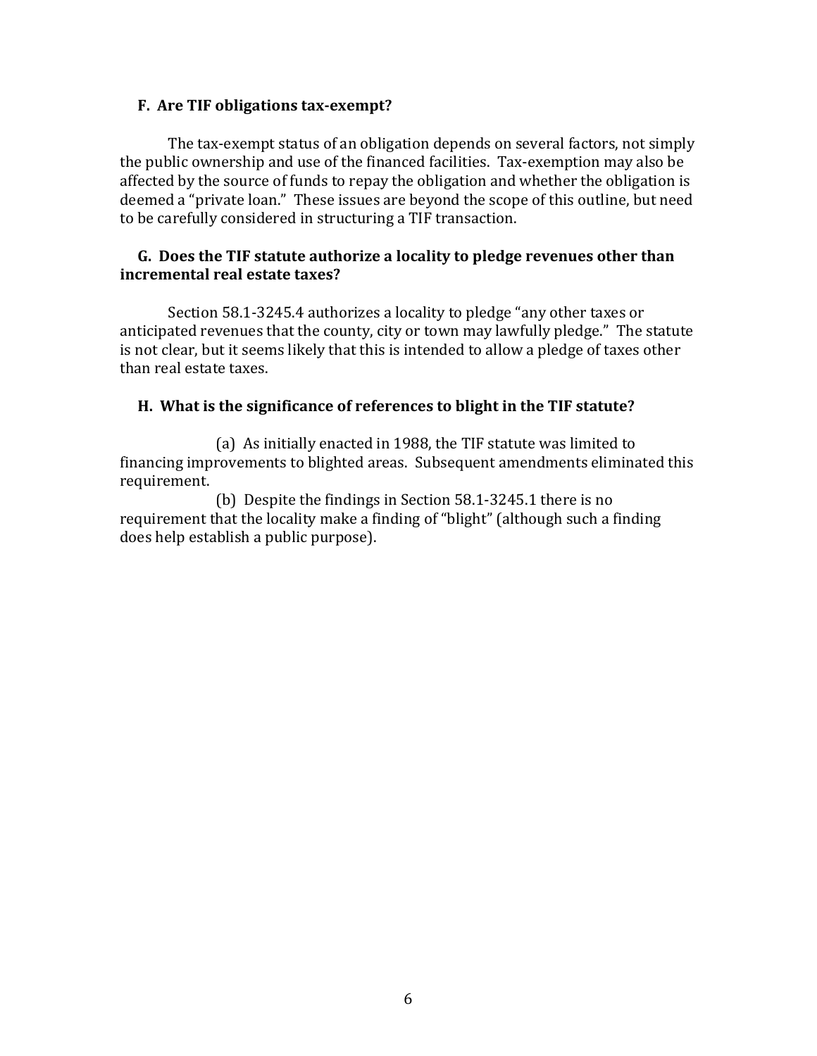### F. Are TIF obligations tax-exempt?

The tax-exempt status of an obligation depends on several factors, not simply the public ownership and use of the financed facilities. Tax-exemption may also be affected by the source of funds to repay the obligation and whether the obligation is deemed a "private loan." These issues are beyond the scope of this outline, but need to be carefully considered in structuring a TIF transaction.

### G. Does the TIF statute authorize a locality to pledge revenues other than incremental real estate taxes?

Section 58.1-3245.4 authorizes a locality to pledge "any other taxes or anticipated revenues that the county, city or town may lawfully pledge." The statute is not clear, but it seems likely that this is intended to allow a pledge of taxes other than real estate taxes.

### H. What is the significance of references to blight in the TIF statute?

(a) As initially enacted in 1988, the TIF statute was limited to financing improvements to blighted areas. Subsequent amendments eliminated this requirement.

(b) Despite the findings in Section 58.1-3245.1 there is no requirement that the locality make a finding of "blight" (although such a finding does help establish a public purpose).